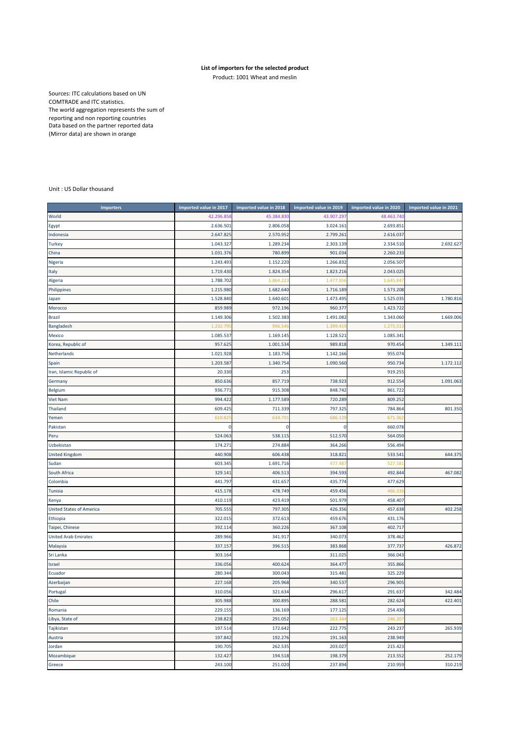**List of importers for the selected product**

Product: 1001 Wheat and meslin

Sources: ITC calculations based on UN COMTRADE and ITC statistics.
The world aggregation represents the sum of reporting and non reporting countries
Data based on the partner reported data (Mirror data) are shown in orange

Unit : US Dollar thousand

| Importers | Imported value in 2017 | Imported value in 2018 | Imported value in 2019 | Imported value in 2020 | Imported value in 2021 |
|---|---|---|---|---|---|
| World | 42.296.858 | 45.384.830 | 43.907.297 | 48.463.740 | |
| Egypt | 2.636.501 | 2.806.058 | 3.024.161 | 2.693.851 | |
| Indonesia | 2.647.825 | 2.570.952 | 2.799.261 | 2.616.037 | |
| Turkey | 1.043.327 | 1.289.234 | 2.303.139 | 2.334.510 | 2.692.627 |
| China | 1.031.376 | 780.899 | 901.034 | 2.260.233 | |
| Nigeria | 1.243.493 | 1.152.220 | 1.266.832 | 2.056.507 | |
| Italy | 1.719.430 | 1.824.354 | 1.823.216 | 2.043.025 | |
| Algeria | 1.788.702 | 1.864.223 | 1.477.956 | 1.645.847 | |
| Philippines | 1.215.980 | 1.682.640 | 1.716.189 | 1.573.208 | |
| Japan | 1.528.840 | 1.640.601 | 1.473.495 | 1.525.035 | 1.780.816 |
| Morocco | 859.989 | 972.196 | 960.377 | 1.423.722 | |
| Brazil | 1.149.306 | 1.502.383 | 1.491.082 | 1.343.060 | 1.669.006 |
| Bangladesh | 1.232.795 | 996.546 | 1.399.419 | 1.275.513 | |
| Mexico | 1.085.537 | 1.169.145 | 1.128.521 | 1.085.341 | |
| Korea, Republic of | 957.625 | 1.001.534 | 989.818 | 970.454 | 1.349.111 |
| Netherlands | 1.021.928 | 1.183.756 | 1.142.166 | 955.074 | |
| Spain | 1.203.587 | 1.340.754 | 1.090.560 | 950.734 | 1.172.112 |
| Iran, Islamic Republic of | 20.330 | 253 | | 919.255 | |
| Germany | 850.636 | 857.719 | 738.923 | 912.554 | 1.091.063 |
| Belgium | 936.771 | 915.308 | 848.742 | 861.722 | |
| Viet Nam | 994.422 | 1.177.589 | 720.289 | 809.252 | |
| Thailand | 609.425 | 711.339 | 797.325 | 784.864 | 801.350 |
| Yemen | 610.825 | 634.791 | 686.129 | 671.362 | |
| Pakistan | 0 | 0 | 0 | 660.078 | |
| Peru | 524.063 | 538.115 | 512.570 | 564.050 | |
| Uzbekistan | 174.271 | 274.884 | 364.266 | 556.494 | |
| United Kingdom | 440.908 | 606.438 | 318.821 | 533.541 | 644.375 |
| Sudan | 603.345 | 1.691.716 | 477.487 | 527.581 | |
| South Africa | 329.141 | 406.513 | 394.593 | 492.844 | 467.082 |
| Colombia | 441.797 | 431.657 | 435.774 | 477.629 | |
| Tunisia | 415.178 | 478.749 | 459.456 | 466.336 | |
| Kenya | 410.119 | 423.419 | 501.979 | 458.407 | |
| United States of America | 705.555 | 797.305 | 426.356 | 457.638 | 402.258 |
| Ethiopia | 322.015 | 372.613 | 459.676 | 431.176 | |
| Taipei, Chinese | 392.114 | 360.226 | 367.108 | 402.717 | |
| United Arab Emirates | 289.966 | 341.917 | 340.073 | 378.462 | |
| Malaysia | 337.157 | 396.515 | 383.868 | 377.737 | 426.872 |
| Sri Lanka | 303.164 | | 311.025 | 366.043 | |
| Israel | 336.056 | 400.624 | 364.477 | 355.866 | |
| Ecuador | 280.344 | 300.043 | 315.481 | 325.229 | |
| Azerbaijan | 227.168 | 205.968 | 340.537 | 296.905 | |
| Portugal | 310.056 | 321.634 | 296.617 | 291.637 | 342.484 |
| Chile | 305.988 | 300.895 | 288.581 | 282.624 | 422.401 |
| Romania | 229.155 | 136.169 | 177.125 | 254.430 | |
| Libya, State of | 238.823 | 291.052 | 263.344 | 246.207 | |
| Tajikistan | 197.514 | 172.642 | 222.775 | 243.237 | 265.939 |
| Austria | 197.842 | 192.276 | 191.163 | 238.949 | |
| Jordan | 190.705 | 262.535 | 203.027 | 215.423 | |
| Mozambique | 132.427 | 194.518 | 198.379 | 213.552 | 252.179 |
| Greece | 243.100 | 251.020 | 237.894 | 210.959 | 310.219 |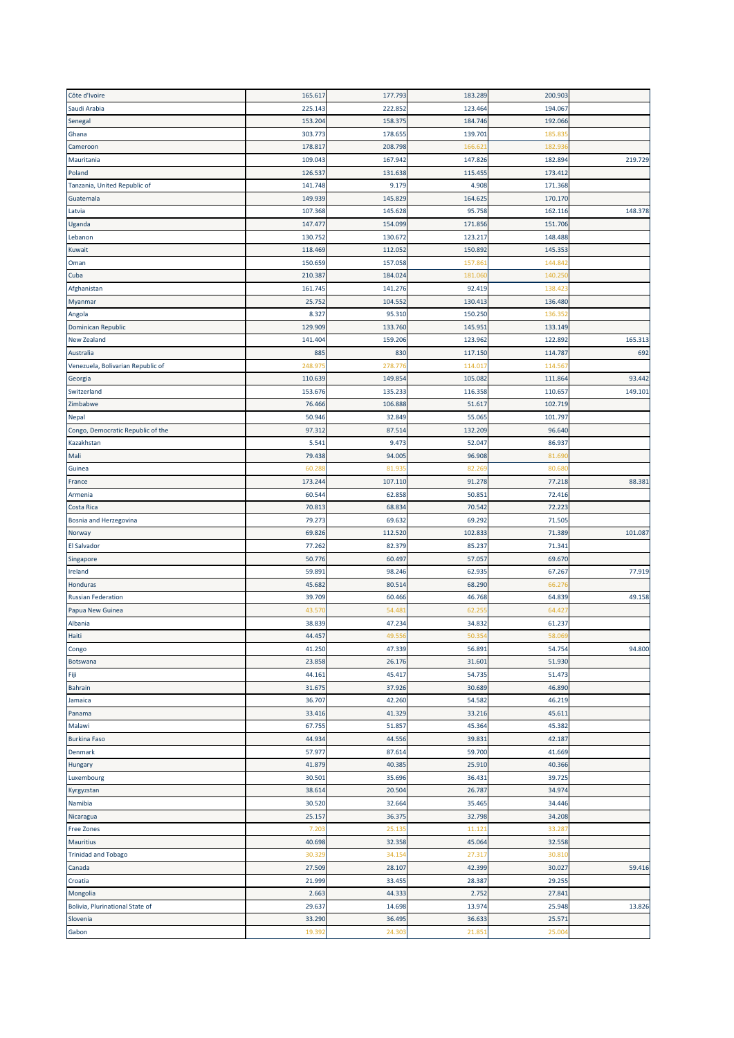| | | | | | |
|---|---|---|---|---|---|
| Côte d'Ivoire | 165.617 | 177.793 | 183.289 | 200.903 | |
| Saudi Arabia | 225.143 | 222.852 | 123.464 | 194.067 | |
| Senegal | 153.204 | 158.375 | 184.746 | 192.066 | |
| Ghana | 303.773 | 178.655 | 139.701 | 185.835 | |
| Cameroon | 178.817 | 208.798 | 166.621 | 182.936 | |
| Mauritania | 109.043 | 167.942 | 147.826 | 182.894 | 219.729 |
| Poland | 126.537 | 131.638 | 115.455 | 173.412 | |
| Tanzania, United Republic of | 141.748 | 9.179 | 4.908 | 171.368 | |
| Guatemala | 149.939 | 145.829 | 164.625 | 170.170 | |
| Latvia | 107.368 | 145.628 | 95.758 | 162.116 | 148.378 |
| Uganda | 147.477 | 154.099 | 171.856 | 151.706 | |
| Lebanon | 130.752 | 130.672 | 123.217 | 148.488 | |
| Kuwait | 118.469 | 112.052 | 150.892 | 145.353 | |
| Oman | 150.659 | 157.058 | 157.861 | 144.842 | |
| Cuba | 210.387 | 184.024 | 181.060 | 140.250 | |
| Afghanistan | 161.745 | 141.276 | 92.419 | 138.423 | |
| Myanmar | 25.752 | 104.552 | 130.413 | 136.480 | |
| Angola | 8.327 | 95.310 | 150.250 | 136.352 | |
| Dominican Republic | 129.909 | 133.760 | 145.951 | 133.149 | |
| New Zealand | 141.404 | 159.206 | 123.962 | 122.892 | 165.313 |
| Australia | 885 | 830 | 117.150 | 114.787 | 692 |
| Venezuela, Bolivarian Republic of | 248.975 | 278.776 | 114.017 | 114.567 | |
| Georgia | 110.639 | 149.854 | 105.082 | 111.864 | 93.442 |
| Switzerland | 153.676 | 135.233 | 116.358 | 110.657 | 149.101 |
| Zimbabwe | 76.466 | 106.888 | 51.617 | 102.719 | |
| Nepal | 50.946 | 32.849 | 55.065 | 101.797 | |
| Congo, Democratic Republic of the | 97.312 | 87.514 | 132.209 | 96.640 | |
| Kazakhstan | 5.541 | 9.473 | 52.047 | 86.937 | |
| Mali | 79.438 | 94.005 | 96.908 | 81.690 | |
| Guinea | 60.288 | 81.935 | 82.269 | 80.680 | |
| France | 173.244 | 107.110 | 91.278 | 77.218 | 88.381 |
| Armenia | 60.544 | 62.858 | 50.851 | 72.416 | |
| Costa Rica | 70.813 | 68.834 | 70.542 | 72.223 | |
| Bosnia and Herzegovina | 79.273 | 69.632 | 69.292 | 71.505 | |
| Norway | 69.826 | 112.520 | 102.833 | 71.389 | 101.087 |
| El Salvador | 77.262 | 82.379 | 85.237 | 71.341 | |
| Singapore | 50.776 | 60.497 | 57.057 | 69.670 | |
| Ireland | 59.891 | 98.246 | 62.935 | 67.267 | 77.919 |
| Honduras | 45.682 | 80.514 | 68.290 | 66.276 | |
| Russian Federation | 39.709 | 60.466 | 46.768 | 64.839 | 49.158 |
| Papua New Guinea | 43.570 | 54.481 | 62.255 | 64.427 | |
| Albania | 38.839 | 47.234 | 34.832 | 61.237 | |
| Haiti | 44.457 | 49.556 | 50.354 | 58.069 | |
| Congo | 41.250 | 47.339 | 56.891 | 54.754 | 94.800 |
| Botswana | 23.858 | 26.176 | 31.601 | 51.930 | |
| Fiji | 44.161 | 45.417 | 54.735 | 51.473 | |
| Bahrain | 31.675 | 37.926 | 30.689 | 46.890 | |
| Jamaica | 36.707 | 42.260 | 54.582 | 46.219 | |
| Panama | 33.416 | 41.329 | 33.216 | 45.611 | |
| Malawi | 67.755 | 51.857 | 45.364 | 45.382 | |
| Burkina Faso | 44.934 | 44.556 | 39.831 | 42.187 | |
| Denmark | 57.977 | 87.614 | 59.700 | 41.669 | |
| Hungary | 41.879 | 40.385 | 25.910 | 40.366 | |
| Luxembourg | 30.501 | 35.696 | 36.431 | 39.725 | |
| Kyrgyzstan | 38.614 | 20.504 | 26.787 | 34.974 | |
| Namibia | 30.520 | 32.664 | 35.465 | 34.446 | |
| Nicaragua | 25.157 | 36.375 | 32.798 | 34.208 | |
| Free Zones | 7.203 | 25.135 | 11.121 | 33.287 | |
| Mauritius | 40.698 | 32.358 | 45.064 | 32.558 | |
| Trinidad and Tobago | 30.329 | 34.154 | 27.317 | 30.810 | |
| Canada | 27.509 | 28.107 | 42.399 | 30.027 | 59.416 |
| Croatia | 21.999 | 33.455 | 28.387 | 29.255 | |
| Mongolia | 2.663 | 44.333 | 2.752 | 27.841 | |
| Bolivia, Plurinational State of | 29.637 | 14.698 | 13.974 | 25.948 | 13.826 |
| Slovenia | 33.290 | 36.495 | 36.633 | 25.571 | |
| Gabon | 19.392 | 24.303 | 21.851 | 25.004 | |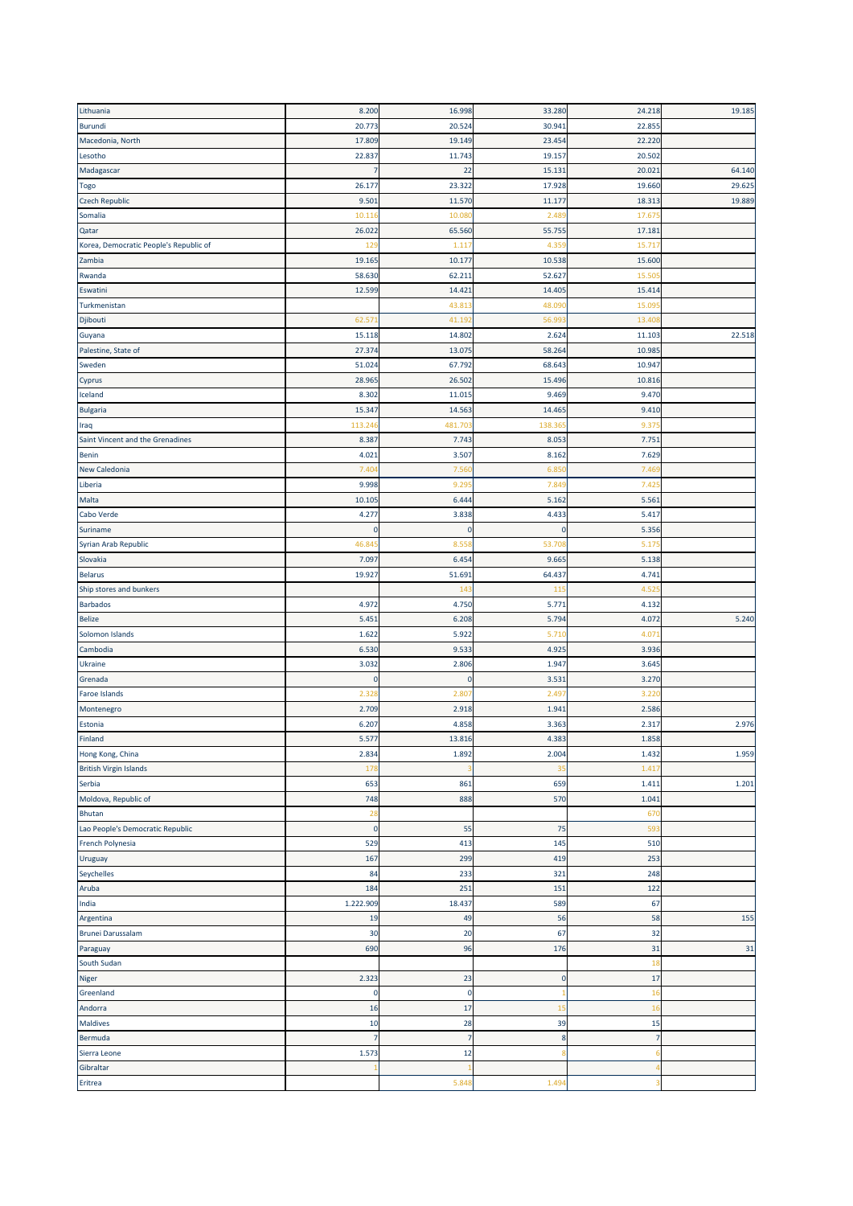| | | | | | |
|---|---|---|---|---|---|
| Lithuania | 8.200 | 16.998 | 33.280 | 24.218 | 19.185 |
| Burundi | 20.773 | 20.524 | 30.941 | 22.855 | |
| Macedonia, North | 17.809 | 19.149 | 23.454 | 22.220 | |
| Lesotho | 22.837 | 11.743 | 19.157 | 20.502 | |
| Madagascar | 7 | 22 | 15.131 | 20.021 | 64.140 |
| Togo | 26.177 | 23.322 | 17.928 | 19.660 | 29.625 |
| Czech Republic | 9.501 | 11.570 | 11.177 | 18.313 | 19.889 |
| Somalia | 10.116 | 10.080 | 2.489 | 17.675 | |
| Qatar | 26.022 | 65.560 | 55.755 | 17.181 | |
| Korea, Democratic People's Republic of | 129 | 1.117 | 4.359 | 15.717 | |
| Zambia | 19.165 | 10.177 | 10.538 | 15.600 | |
| Rwanda | 58.630 | 62.211 | 52.627 | 15.505 | |
| Eswatini | 12.599 | 14.421 | 14.405 | 15.414 | |
| Turkmenistan | | 43.813 | 48.090 | 15.095 | |
| Djibouti | 62.571 | 41.192 | 56.993 | 13.408 | |
| Guyana | 15.118 | 14.802 | 2.624 | 11.103 | 22.518 |
| Palestine, State of | 27.374 | 13.075 | 58.264 | 10.985 | |
| Sweden | 51.024 | 67.792 | 68.643 | 10.947 | |
| Cyprus | 28.965 | 26.502 | 15.496 | 10.816 | |
| Iceland | 8.302 | 11.015 | 9.469 | 9.470 | |
| Bulgaria | 15.347 | 14.563 | 14.465 | 9.410 | |
| Iraq | 113.246 | 481.703 | 138.365 | 9.375 | |
| Saint Vincent and the Grenadines | 8.387 | 7.743 | 8.053 | 7.751 | |
| Benin | 4.021 | 3.507 | 8.162 | 7.629 | |
| New Caledonia | 7.404 | 7.560 | 6.850 | 7.469 | |
| Liberia | 9.998 | 9.295 | 7.849 | 7.425 | |
| Malta | 10.105 | 6.444 | 5.162 | 5.561 | |
| Cabo Verde | 4.277 | 3.838 | 4.433 | 5.417 | |
| Suriname | 0 | 0 | 0 | 5.356 | |
| Syrian Arab Republic | 46.845 | 8.558 | 53.708 | 5.175 | |
| Slovakia | 7.097 | 6.454 | 9.665 | 5.138 | |
| Belarus | 19.927 | 51.691 | 64.437 | 4.741 | |
| Ship stores and bunkers | | 143 | 115 | 4.525 | |
| Barbados | 4.972 | 4.750 | 5.771 | 4.132 | |
| Belize | 5.451 | 6.208 | 5.794 | 4.072 | 5.240 |
| Solomon Islands | 1.622 | 5.922 | 5.710 | 4.071 | |
| Cambodia | 6.530 | 9.533 | 4.925 | 3.936 | |
| Ukraine | 3.032 | 2.806 | 1.947 | 3.645 | |
| Grenada | 0 | 0 | 3.531 | 3.270 | |
| Faroe Islands | 2.328 | 2.807 | 2.497 | 3.220 | |
| Montenegro | 2.709 | 2.918 | 1.941 | 2.586 | |
| Estonia | 6.207 | 4.858 | 3.363 | 2.317 | 2.976 |
| Finland | 5.577 | 13.816 | 4.383 | 1.858 | |
| Hong Kong, China | 2.834 | 1.892 | 2.004 | 1.432 | 1.959 |
| British Virgin Islands | 178 | 3 | 35 | 1.417 | |
| Serbia | 653 | 861 | 659 | 1.411 | 1.201 |
| Moldova, Republic of | 748 | 888 | 570 | 1.041 | |
| Bhutan | 28 | | | 670 | |
| Lao People's Democratic Republic | 0 | 55 | 75 | 593 | |
| French Polynesia | 529 | 413 | 145 | 510 | |
| Uruguay | 167 | 299 | 419 | 253 | |
| Seychelles | 84 | 233 | 321 | 248 | |
| Aruba | 184 | 251 | 151 | 122 | |
| India | 1.222.909 | 18.437 | 589 | 67 | |
| Argentina | 19 | 49 | 56 | 58 | 155 |
| Brunei Darussalam | 30 | 20 | 67 | 32 | |
| Paraguay | 690 | 96 | 176 | 31 | 31 |
| South Sudan | | | | 18 | |
| Niger | 2.323 | 23 | 0 | 17 | |
| Greenland | 0 | 0 | 1 | 16 | |
| Andorra | 16 | 17 | 15 | 16 | |
| Maldives | 10 | 28 | 39 | 15 | |
| Bermuda | 7 | 7 | 8 | 7 | |
| Sierra Leone | 1.573 | 12 | 8 | 6 | |
| Gibraltar | 1 | 1 | | 4 | |
| Eritrea | | 5.848 | 1.494 | 3 | |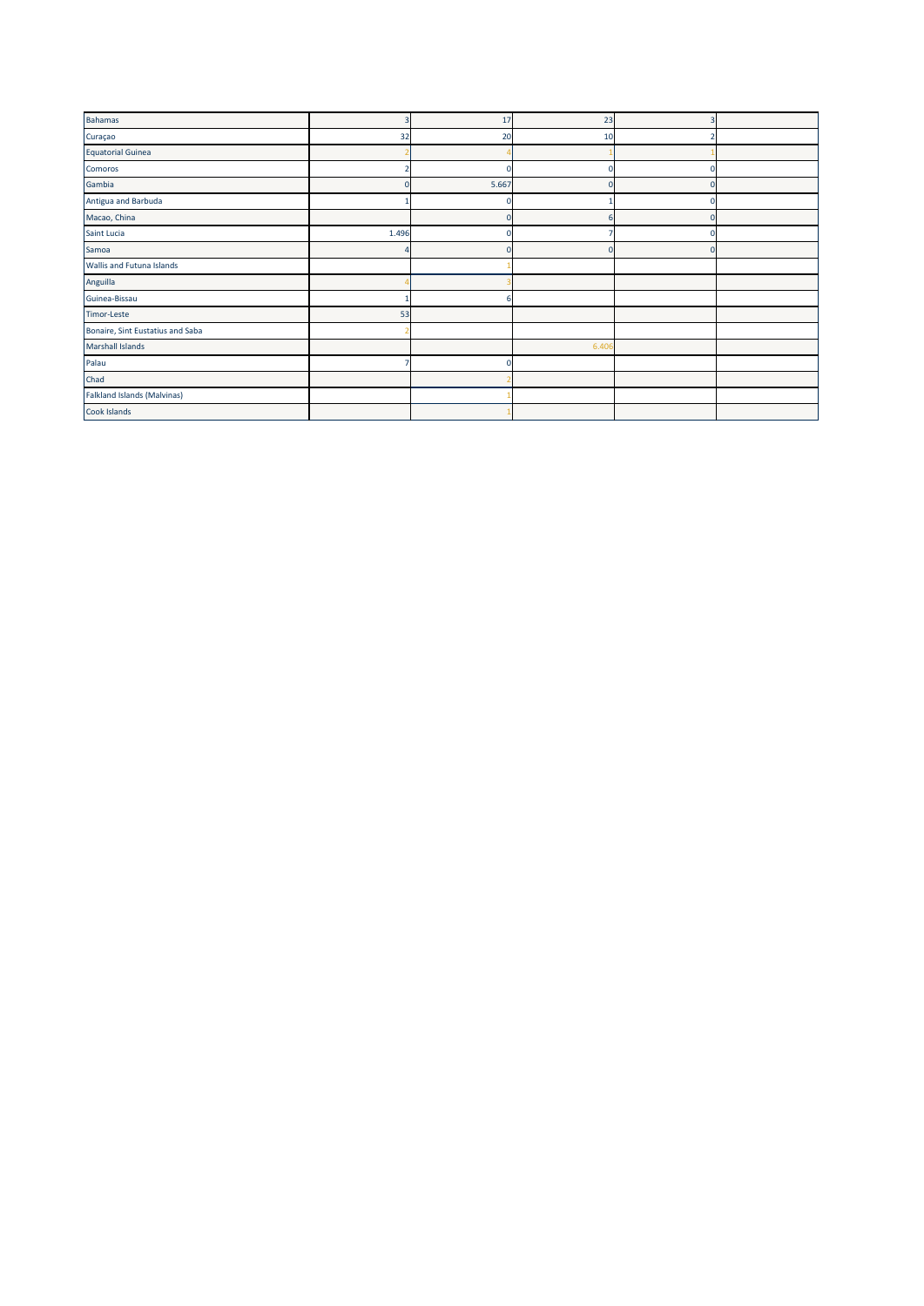| | | | | | |
|---|---|---|---|---|---|
| Bahamas | 3 | 17 | 23 | 3 | |
| Curaçao | 32 | 20 | 10 | 2 | |
| Equatorial Guinea | 2 | 4 | 1 | 1 | |
| Comoros | 2 | 0 | 0 | 0 | |
| Gambia | 0 | 5.667 | 0 | 0 | |
| Antigua and Barbuda | 1 | 0 | 1 | 0 | |
| Macao, China | | 0 | 6 | 0 | |
| Saint Lucia | 1.496 | 0 | 7 | 0 | |
| Samoa | 4 | 0 | 0 | 0 | |
| Wallis and Futuna Islands | | 1 | | | |
| Anguilla | 4 | 3 | | | |
| Guinea-Bissau | 1 | 6 | | | |
| Timor-Leste | 53 | | | | |
| Bonaire, Sint Eustatius and Saba | 2 | | | | |
| Marshall Islands | | | 6.406 | | |
| Palau | 7 | 0 | | | |
| Chad | | 2 | | | |
| Falkland Islands (Malvinas) | | 1 | | | |
| Cook Islands | | 1 | | | |